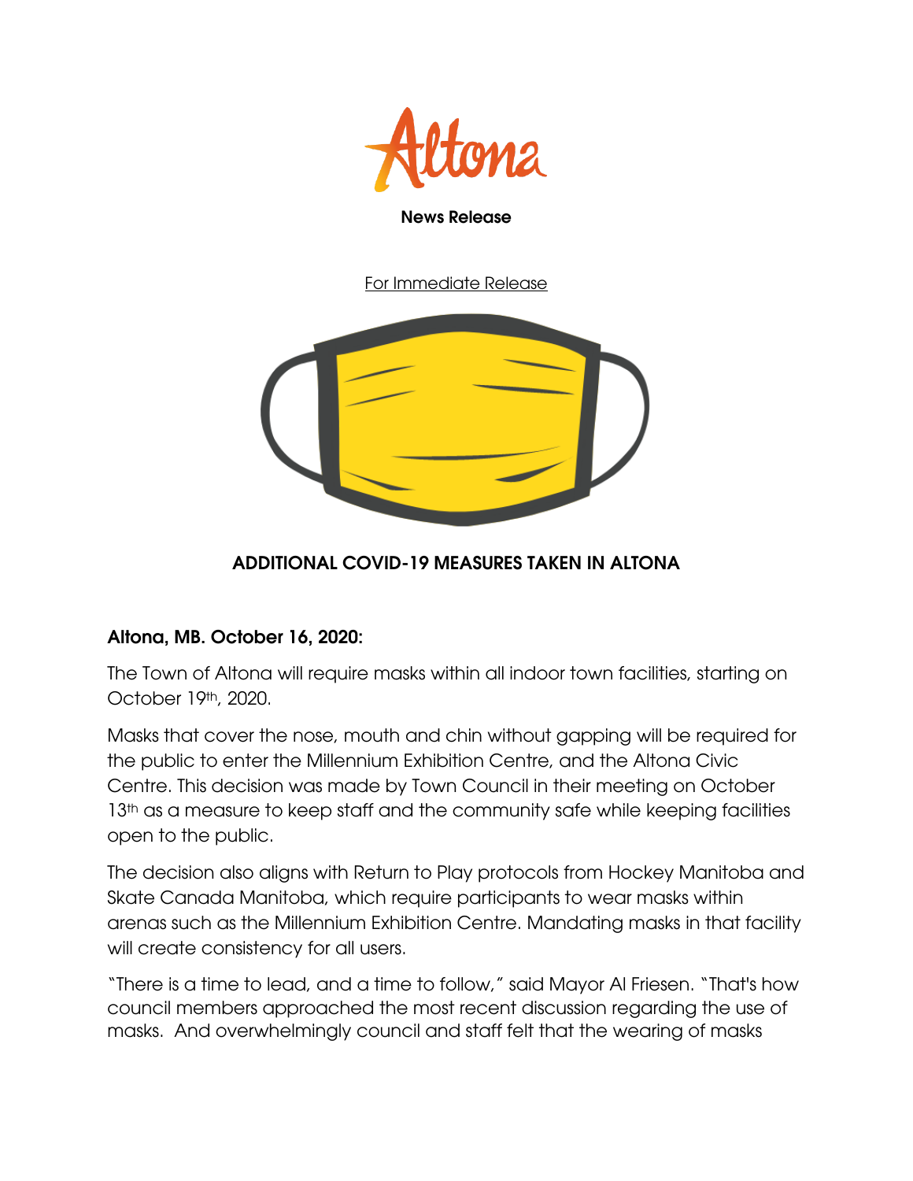Altona

**News Release**

For Immediate Release

## ADDITIONAL COVID-19 MEASURES TAKEN IN ALTONA

**Altona, MB. October 16, 2020:**

The Town of Altona will require masks within all indoor town facilities, starting on October 19th, 2020.

Masks that cover the nose, mouth and chin without gapping will be required for the public to enter the Millennium Exhibition Centre, and the Altona Civic Centre. This decision was made by Town Council in their meeting on October 13th as a measure to keep staff and the community safe while keeping facilities open to the public.

The decision also aligns with Return to Play protocols from Hockey Manitoba and Skate Canada Manitoba, which require participants to wear masks within arenas such as the Millennium Exhibition Centre. Mandating masks in that facility will create consistency for all users.

"There is a time to lead, and a time to follow," said Mayor Al Friesen. "That's how council members approached the most recent discussion regarding the use of masks. And overwhelmingly council and staff felt that the wearing of masks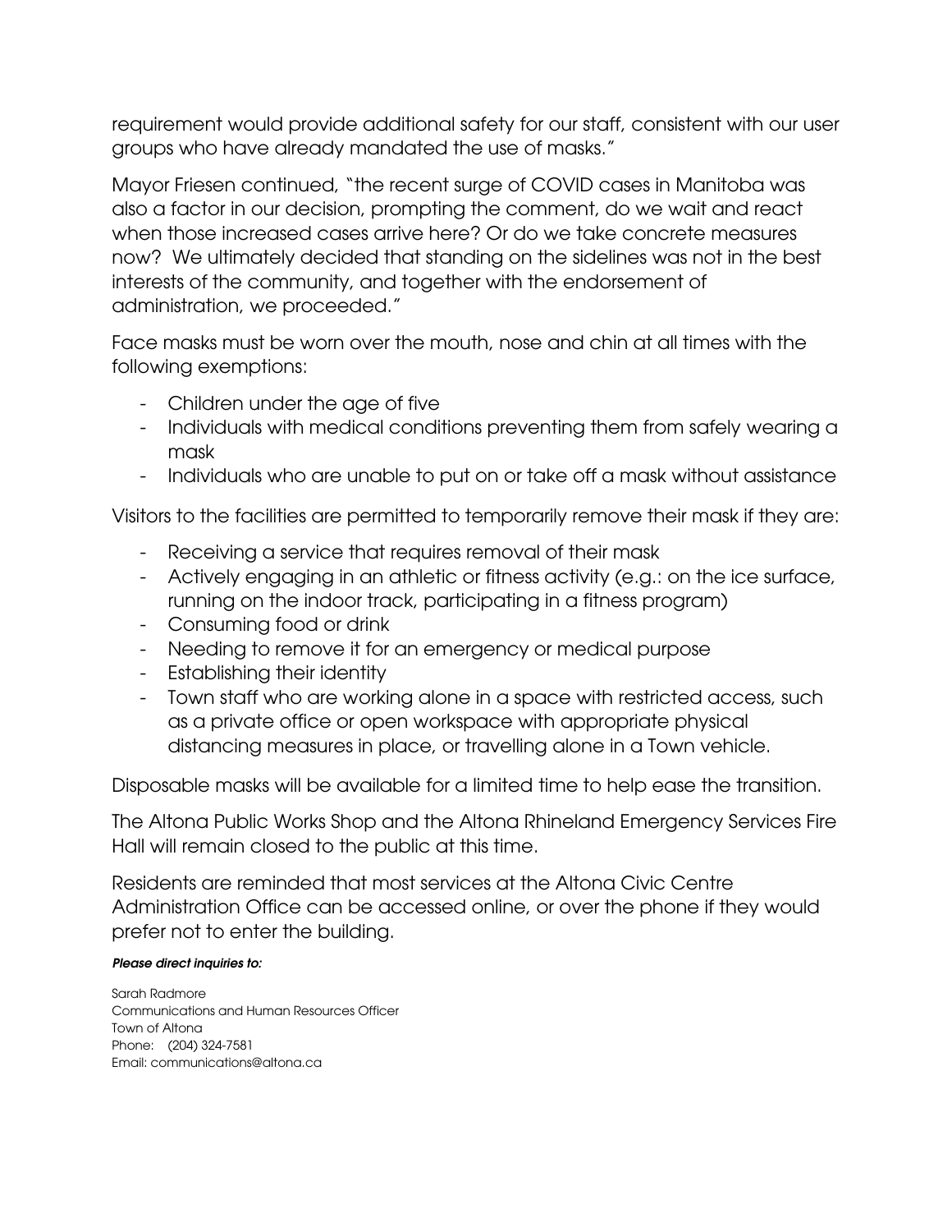requirement would provide additional safety for our staff, consistent with our user groups who have already mandated the use of masks."

Mayor Friesen continued, "the recent surge of COVID cases in Manitoba was also a factor in our decision, prompting the comment, do we wait and react when those increased cases arrive here? Or do we take concrete measures now? We ultimately decided that standing on the sidelines was not in the best interests of the community, and together with the endorsement of administration, we proceeded."

Face masks must be worn over the mouth, nose and chin at all times with the following exemptions:

- Children under the age of five
- Individuals with medical conditions preventing them from safely wearing a mask
- Individuals who are unable to put on or take off a mask without assistance

Visitors to the facilities are permitted to temporarily remove their mask if they are:

- Receiving a service that requires removal of their mask
- Actively engaging in an athletic or fitness activity (e.g.: on the ice surface, running on the indoor track, participating in a fitness program)
- Consuming food or drink
- Needing to remove it for an emergency or medical purpose
- Establishing their identity
- Town staff who are working alone in a space with restricted access, such as a private office or open workspace with appropriate physical distancing measures in place, or travelling alone in a Town vehicle.

Disposable masks will be available for a limited time to help ease the transition.

The Altona Public Works Shop and the Altona Rhineland Emergency Services Fire Hall will remain closed to the public at this time.

Residents are reminded that most services at the Altona Civic Centre Administration Office can be accessed online, or over the phone if they would prefer not to enter the building.

***Please direct inquiries to:***

Sarah Radmore
Communications and Human Resources Officer
Town of Altona
Phone: (204) 324-7581
Email: communications@altona.ca